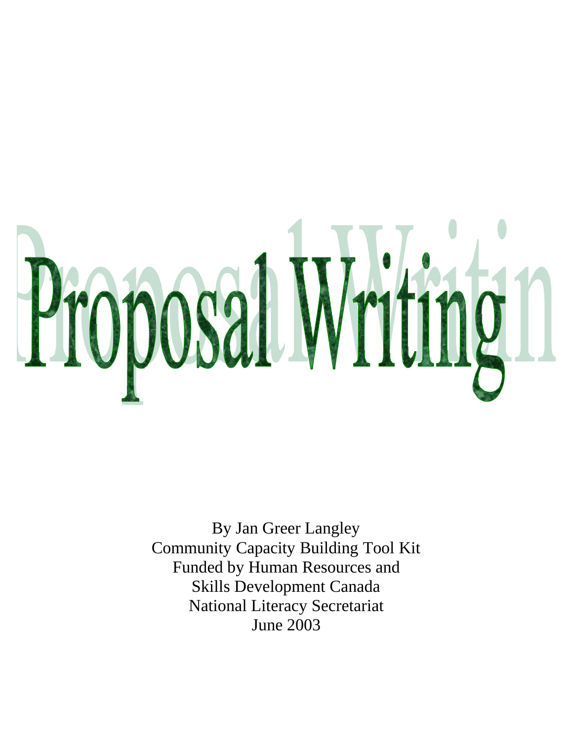# Proposal Writing

By Jan Greer Langley
Community Capacity Building Tool Kit
Funded by Human Resources and
Skills Development Canada
National Literacy Secretariat
June 2003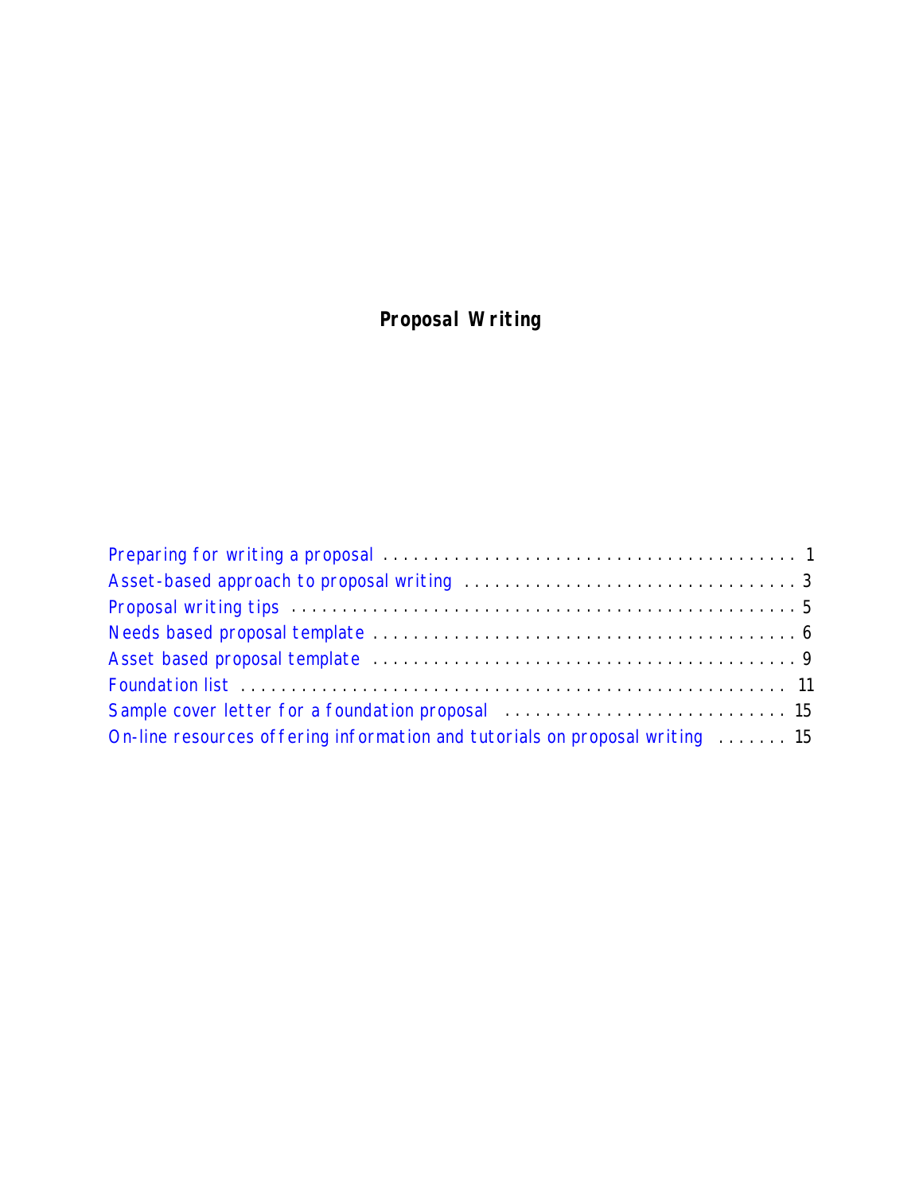# Proposal Writing

| | |
|---|---|
| Preparing for writing a proposal | 1 |
| Asset-based approach to proposal writing | 3 |
| Proposal writing tips | 5 |
| Needs based proposal template | 6 |
| Asset based proposal template | 9 |
| Foundation list | 11 |
| Sample cover letter for a foundation proposal | 15 |
| On-line resources offering information and tutorials on proposal writing | 15 |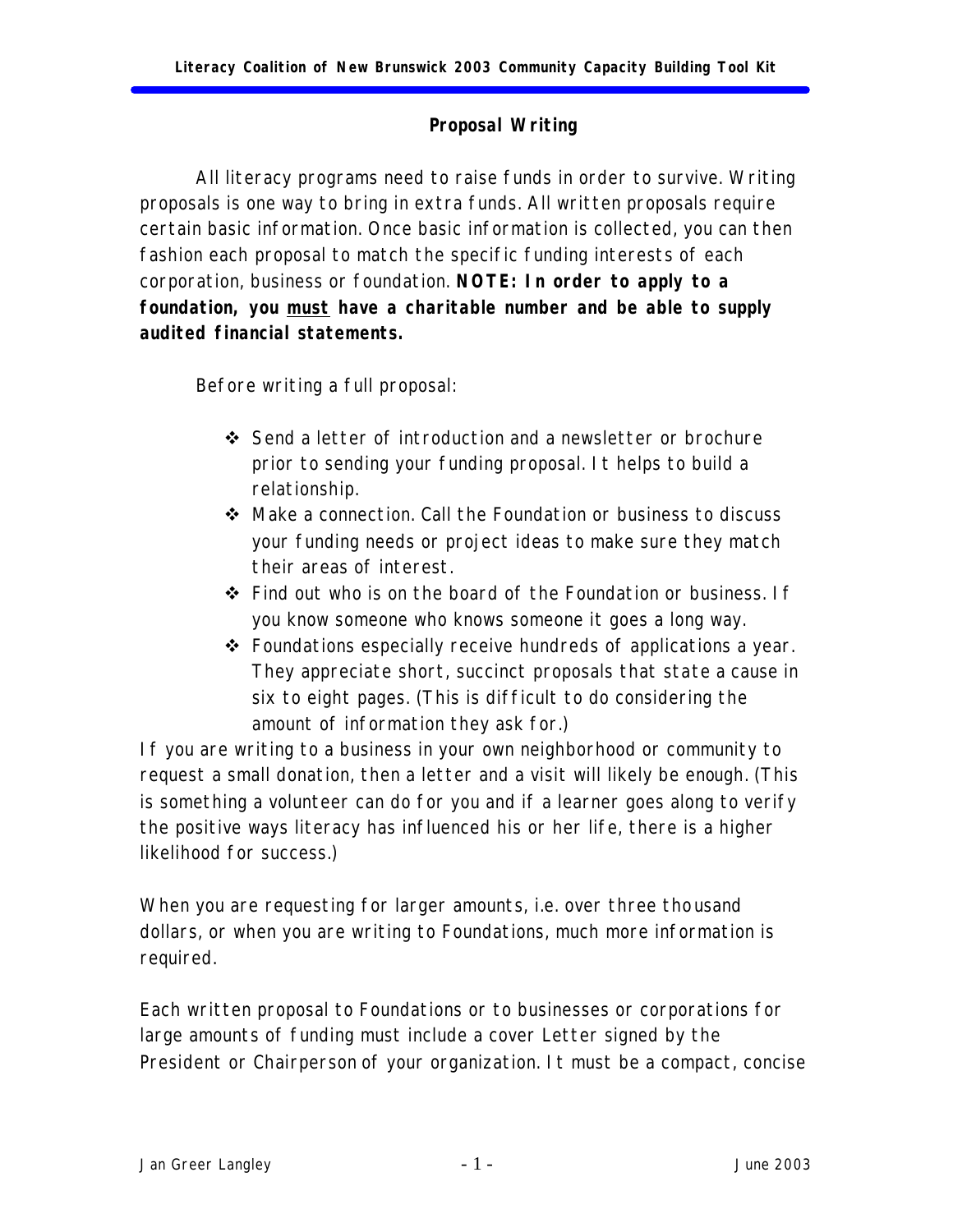## Proposal Writing

All literacy programs need to raise funds in order to survive. Writing proposals is one way to bring in extra funds. All written proposals require certain basic information. Once basic information is collected, you can then fashion each proposal to match the specific funding interests of each corporation, business or foundation. **NOTE: In order to apply to a foundation, you <u>must</u> have a charitable number and be able to supply audited financial statements.**

Before writing a full proposal:

- Send a letter of introduction and a newsletter or brochure prior to sending your funding proposal. It helps to build a relationship.
- Make a connection. Call the Foundation or business to discuss your funding needs or project ideas to make sure they match their areas of interest.
- Find out who is on the board of the Foundation or business. If you know someone who knows someone it goes a long way.
- Foundations especially receive hundreds of applications a year. They appreciate short, succinct proposals that state a cause in six to eight pages. (This is difficult to do considering the amount of information they ask for.)

If you are writing to a business in your own neighborhood or community to request a small donation, then a letter and a visit will likely be enough. (This is something a volunteer can do for you and if a learner goes along to verify the positive ways literacy has influenced his or her life, there is a higher likelihood for success.)

When you are requesting for larger amounts, i.e. over three thousand dollars, or when you are writing to Foundations, much more information is required.

Each written proposal to Foundations or to businesses or corporations for large amounts of funding must include a cover Letter signed by the President or Chairperson of your organization. It must be a compact, concise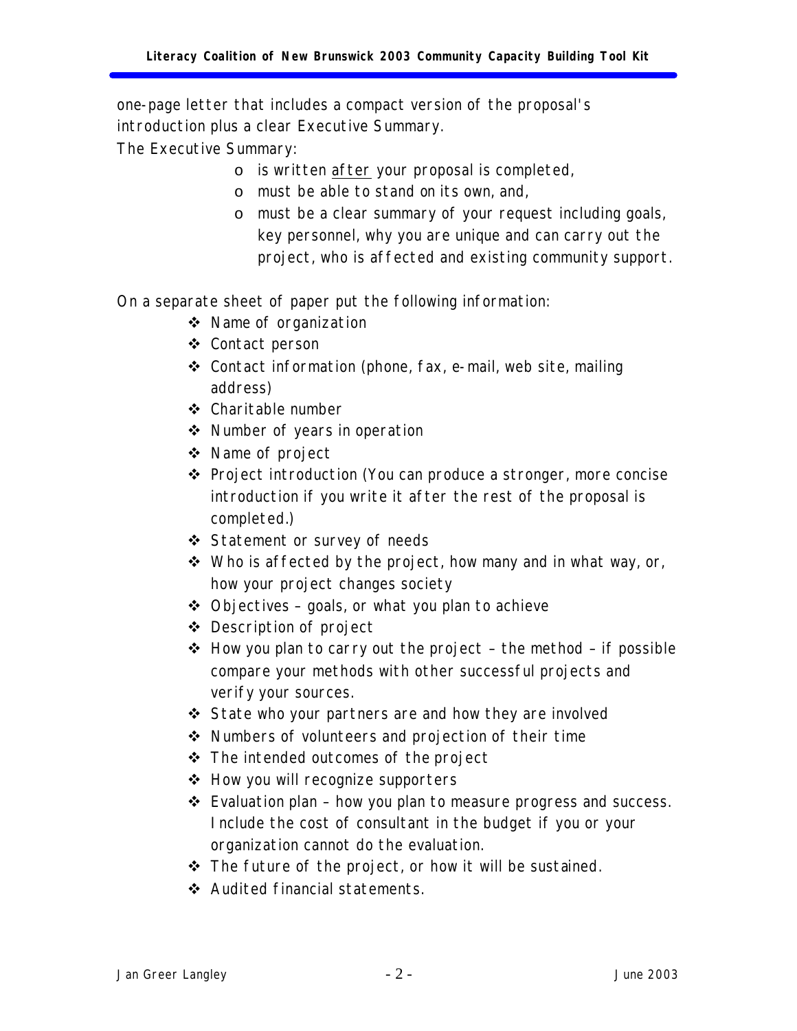one-page letter that includes a compact version of the proposal's introduction plus a clear Executive Summary.

The Executive Summary:

- is written after your proposal is completed,
- must be able to stand on its own, and,
- must be a clear summary of your request including goals, key personnel, why you are unique and can carry out the project, who is affected and existing community support.

On a separate sheet of paper put the following information:

- Name of organization
- Contact person
- Contact information (phone, fax, e-mail, web site, mailing address)
- Charitable number
- Number of years in operation
- Name of project
- Project introduction (You can produce a stronger, more concise introduction if you write it after the rest of the proposal is completed.)
- Statement or survey of needs
- Who is affected by the project, how many and in what way, or, how your project changes society
- Objectives – goals, or what you plan to achieve
- Description of project
- How you plan to carry out the project – the method – if possible compare your methods with other successful projects and verify your sources.
- State who your partners are and how they are involved
- Numbers of volunteers and projection of their time
- The intended outcomes of the project
- How you will recognize supporters
- Evaluation plan – how you plan to measure progress and success. Include the cost of consultant in the budget if you or your organization cannot do the evaluation.
- The future of the project, or how it will be sustained.
- Audited financial statements.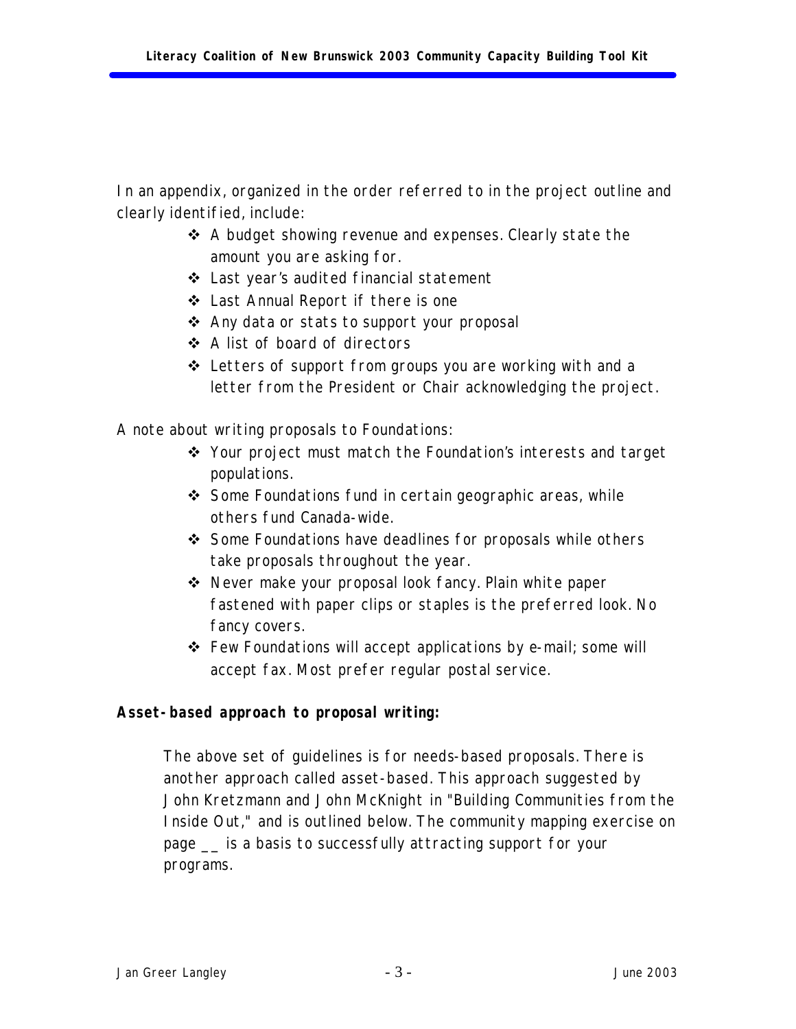In an appendix, organized in the order referred to in the project outline and clearly identified, include:

- A budget showing revenue and expenses. Clearly state the amount you are asking for.
- Last year's audited financial statement
- Last Annual Report if there is one
- Any data or stats to support your proposal
- A list of board of directors
- Letters of support from groups you are working with and a letter from the President or Chair acknowledging the project.

A note about writing proposals to Foundations:

- Your project must match the Foundation's interests and target populations.
- Some Foundations fund in certain geographic areas, while others fund Canada-wide.
- Some Foundations have deadlines for proposals while others take proposals throughout the year.
- Never make your proposal look fancy. Plain white paper fastened with paper clips or staples is the preferred look. No fancy covers.
- Few Foundations will accept applications by e-mail; some will accept fax. Most prefer regular postal service.

**Asset-based approach to proposal writing:**

The above set of guidelines is for needs-based proposals. There is another approach called asset-based. This approach suggested by John Kretzmann and John McKnight in "Building Communities from the Inside Out," and is outlined below. The community mapping exercise on page __ is a basis to successfully attracting support for your programs.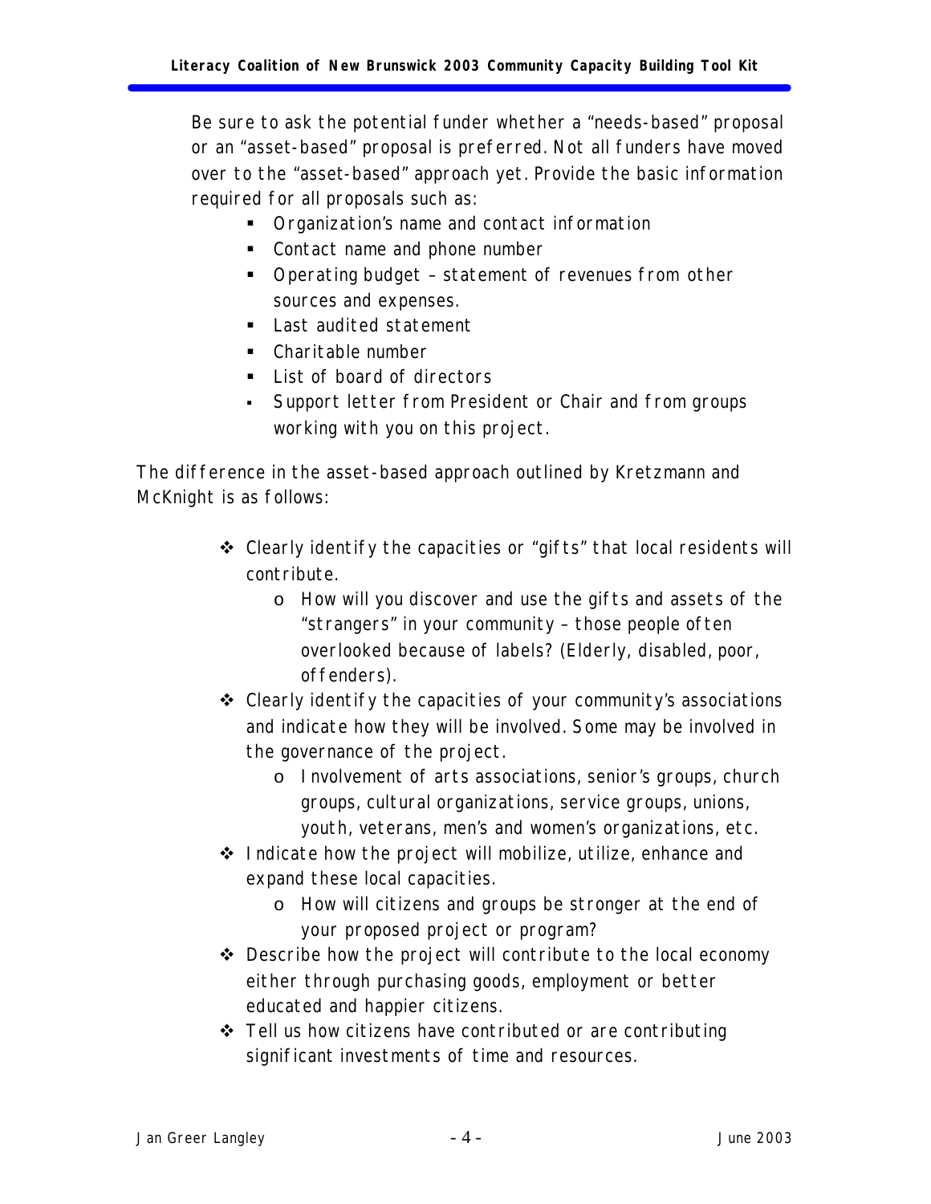Be sure to ask the potential funder whether a "needs-based" proposal or an "asset-based" proposal is preferred. Not all funders have moved over to the "asset-based" approach yet. Provide the basic information required for all proposals such as:

- Organization's name and contact information
- Contact name and phone number
- Operating budget – statement of revenues from other sources and expenses.
- Last audited statement
- Charitable number
- List of board of directors
- Support letter from President or Chair and from groups working with you on this project.

The difference in the asset-based approach outlined by Kretzmann and McKnight is as follows:

- Clearly identify the capacities or "gifts" that local residents will contribute.
  - How will you discover and use the gifts and assets of the "strangers" in your community – those people often overlooked because of labels? (Elderly, disabled, poor, offenders).
- Clearly identify the capacities of your community's associations and indicate how they will be involved. Some may be involved in the governance of the project.
  - Involvement of arts associations, senior's groups, church groups, cultural organizations, service groups, unions, youth, veterans, men's and women's organizations, etc.
- Indicate how the project will mobilize, utilize, enhance and expand these local capacities.
  - How will citizens and groups be stronger at the end of your proposed project or program?
- Describe how the project will contribute to the local economy either through purchasing goods, employment or better educated and happier citizens.
- Tell us how citizens have contributed or are contributing significant investments of time and resources.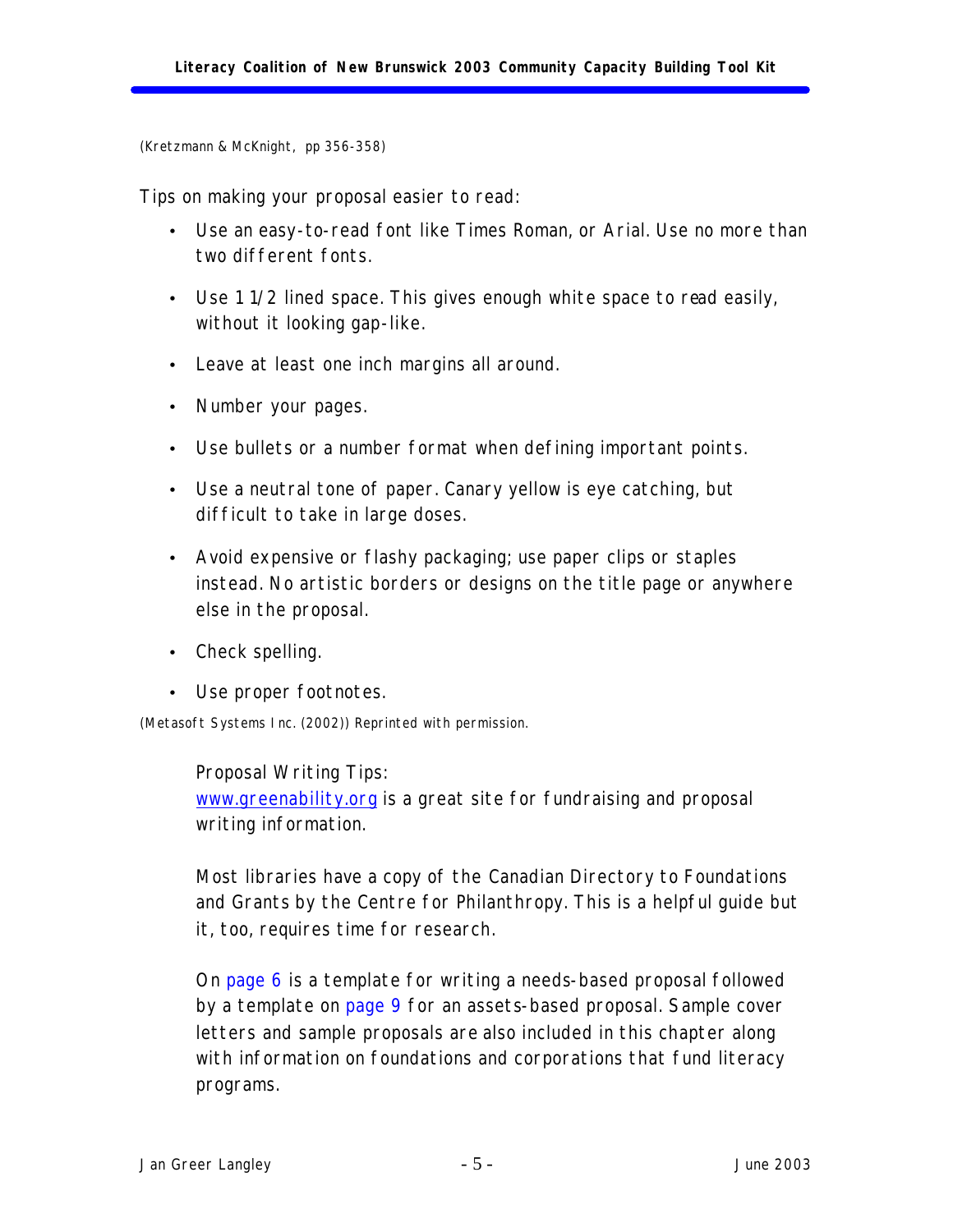(Kretzmann & McKnight, pp 356-358)

Tips on making your proposal easier to read:

- Use an easy-to-read font like Times Roman, or Arial. Use no more than two different fonts.
- Use 1 1/2 lined space. This gives enough white space to read easily, without it looking gap-like.
- Leave at least one inch margins all around.
- Number your pages.
- Use bullets or a number format when defining important points.
- Use a neutral tone of paper. Canary yellow is eye catching, but difficult to take in large doses.
- Avoid expensive or flashy packaging; use paper clips or staples instead. No artistic borders or designs on the title page or anywhere else in the proposal.
- Check spelling.
- Use proper footnotes.

(Metasoft Systems Inc. (2002)) Reprinted with permission.

Proposal Writing Tips:
[www.greenability.org](http://www.greenability.org) is a great site for fundraising and proposal writing information.

Most libraries have a copy of the Canadian Directory to Foundations and Grants by the Centre for Philanthropy. This is a helpful guide but it, too, requires time for research.

On page 6 is a template for writing a needs-based proposal followed by a template on page 9 for an assets-based proposal. Sample cover letters and sample proposals are also included in this chapter along with information on foundations and corporations that fund literacy programs.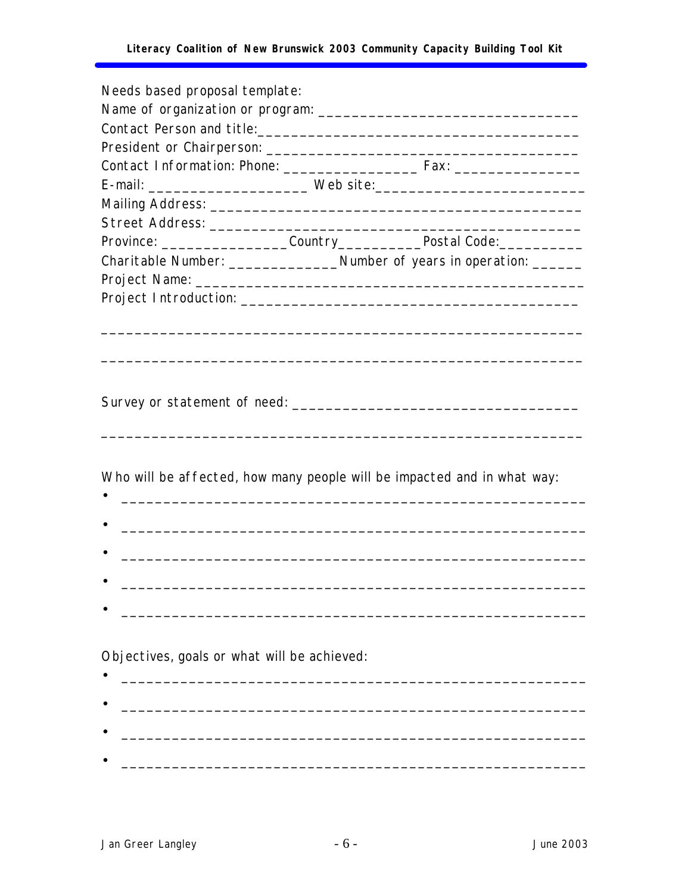Needs based proposal template:

Name of organization or program: ________________________________

Contact Person and title:______________________________________

President or Chairperson: ______________________________________

Contact Information: Phone: _________________ Fax: ________________

E-mail: ____________________ Web site:__________________________

Mailing Address: _______________________________________________

Street Address: ________________________________________________

Province: ________________Country___________Postal Code:__________

Charitable Number: ______________Number of years in operation: ______

Project Name: __________________________________________________

Project Introduction: _________________________________________

__________________________________________________________

__________________________________________________________

Survey or statement of need: ___________________________________

__________________________________________________________

Who will be affected, how many people will be impacted and in what way:

- __________________________________________________________
- __________________________________________________________
- __________________________________________________________
- __________________________________________________________
- __________________________________________________________

Objectives, goals or what will be achieved:

- __________________________________________________________
- __________________________________________________________
- __________________________________________________________
- __________________________________________________________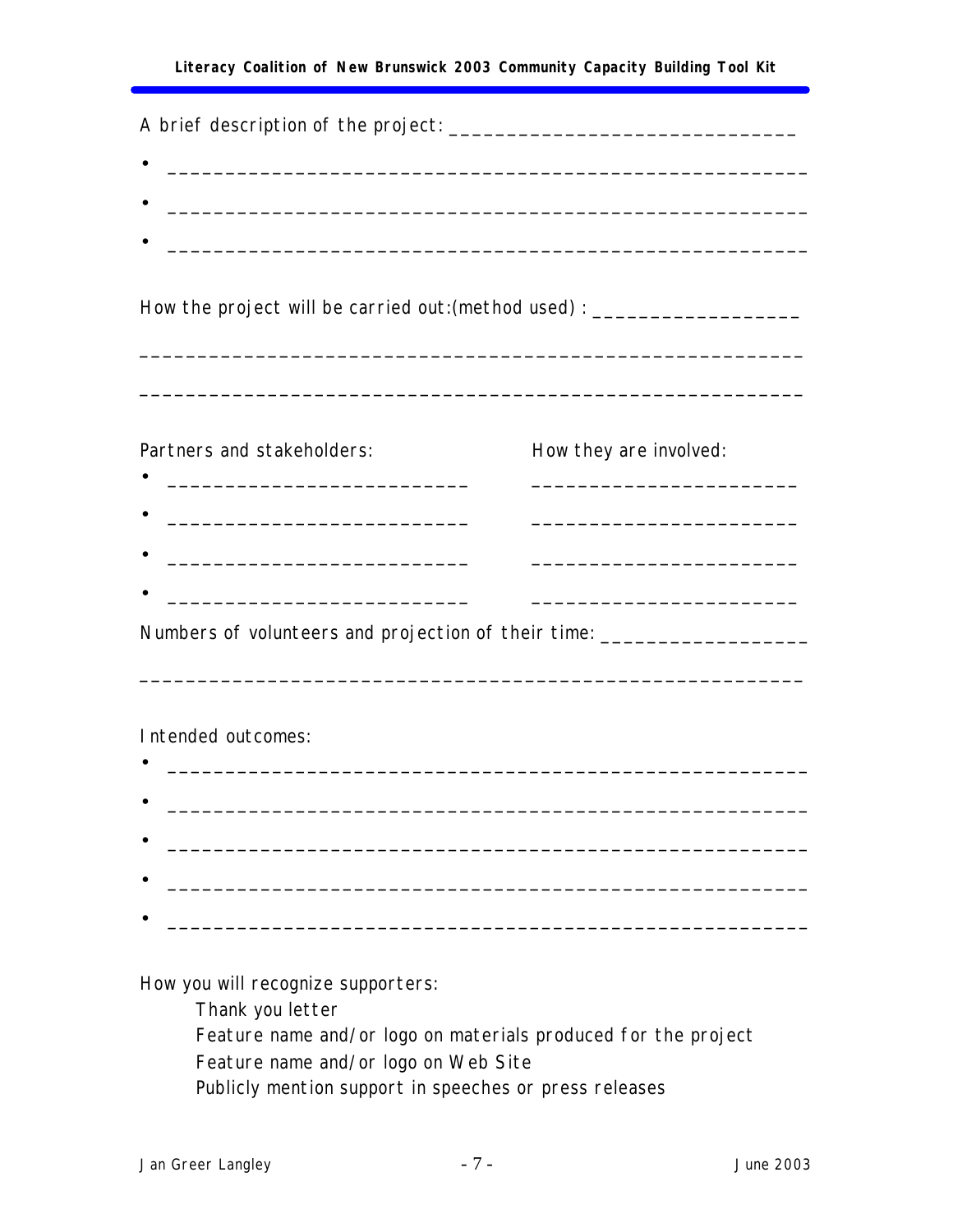A brief description of the project: ______________________________

- ________________________________________________________
- ________________________________________________________
- ________________________________________________________

How the project will be carried out:(method used) : __________________

________________________________________________________

________________________________________________________

| Partners and stakeholders: | How they are involved: |
|---|---|
| • __________________________ | ________________________ |
| • __________________________ | ________________________ |
| • __________________________ | ________________________ |
| • __________________________ | ________________________ |

Numbers of volunteers and projection of their time: __________________

________________________________________________________

Intended outcomes:

- ________________________________________________________
- ________________________________________________________
- ________________________________________________________
- ________________________________________________________
- ________________________________________________________

How you will recognize supporters:

Thank you letter
Feature name and/or logo on materials produced for the project
Feature name and/or logo on Web Site
Publicly mention support in speeches or press releases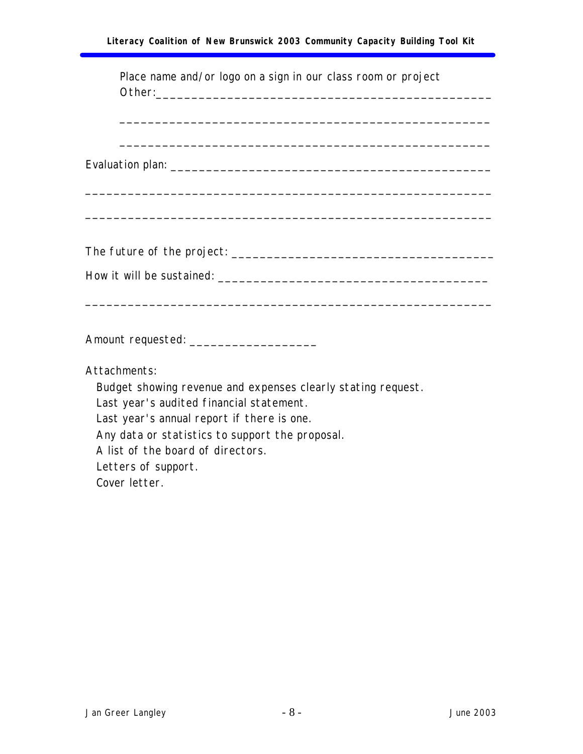Place name and/or logo on a sign in our class room or project

Other:______________________________________________

______________________________________________

______________________________________________

Evaluation plan: ______________________________________________

______________________________________________________

______________________________________________________

The future of the project: ____________________________________

How it will be sustained: ____________________________________

______________________________________________________

Amount requested: _________________

Attachments:

- Budget showing revenue and expenses clearly stating request.
- Last year's audited financial statement.
- Last year's annual report if there is one.
- Any data or statistics to support the proposal.
- A list of the board of directors.
- Letters of support.
- Cover letter.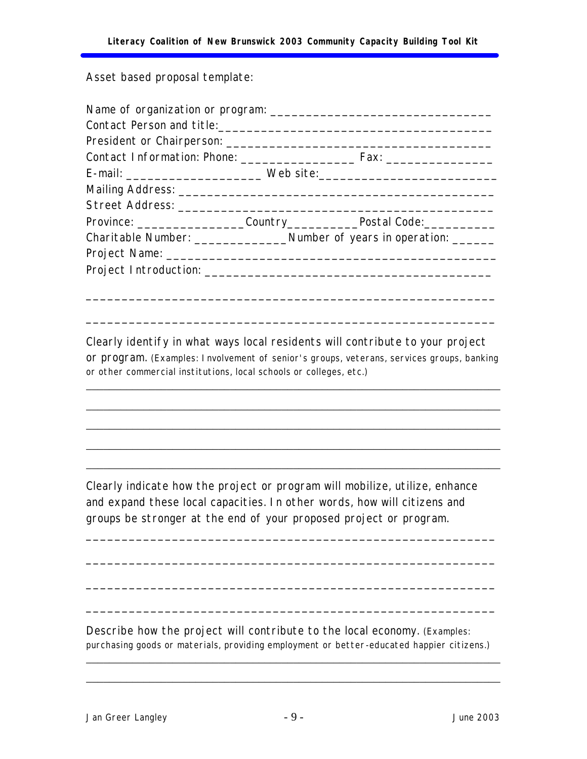Asset based proposal template:

Name of organization or program: _______________________________

Contact Person and title:_______________________________________

President or Chairperson: ______________________________________

Contact Information: Phone: ________________ Fax: _______________

E-mail: ___________________ Web site:_________________________

Mailing Address: ______________________________________________

Street Address: _______________________________________________

Province: ________________Country__________Postal Code:__________

Charitable Number: ______________Number of years in operation: ______

Project Name: ________________________________________________

Project Introduction: ____________________________________________

___________________________________________________________

___________________________________________________________

Clearly identify in what ways local residents will contribute to your project or program. (Examples: Involvement of senior's groups, veterans, services groups, banking or other commercial institutions, local schools or colleges, etc.)

___________________________________________________________

___________________________________________________________

___________________________________________________________

___________________________________________________________

___________________________________________________________

Clearly indicate how the project or program will mobilize, utilize, enhance and expand these local capacities. In other words, how will citizens and groups be stronger at the end of your proposed project or program.

___________________________________________________________

___________________________________________________________

___________________________________________________________

___________________________________________________________

Describe how the project will contribute to the local economy. (Examples: purchasing goods or materials, providing employment or better-educated happier citizens.)

___________________________________________________________

___________________________________________________________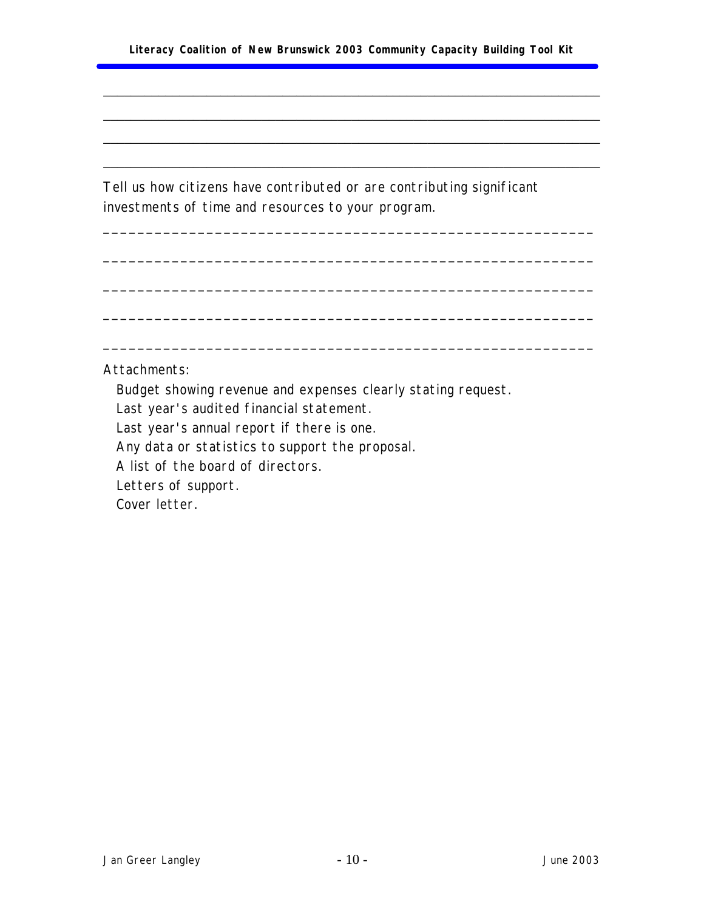\_\_\_\_\_\_\_\_\_\_\_\_\_\_\_\_\_\_\_\_\_\_\_\_\_\_\_\_\_\_\_\_\_\_\_\_\_\_\_\_\_\_\_\_\_\_\_\_\_\_\_\_\_\_\_\_\_\_\_\_

\_\_\_\_\_\_\_\_\_\_\_\_\_\_\_\_\_\_\_\_\_\_\_\_\_\_\_\_\_\_\_\_\_\_\_\_\_\_\_\_\_\_\_\_\_\_\_\_\_\_\_\_\_\_\_\_\_\_\_\_

\_\_\_\_\_\_\_\_\_\_\_\_\_\_\_\_\_\_\_\_\_\_\_\_\_\_\_\_\_\_\_\_\_\_\_\_\_\_\_\_\_\_\_\_\_\_\_\_\_\_\_\_\_\_\_\_\_\_\_\_

\_\_\_\_\_\_\_\_\_\_\_\_\_\_\_\_\_\_\_\_\_\_\_\_\_\_\_\_\_\_\_\_\_\_\_\_\_\_\_\_\_\_\_\_\_\_\_\_\_\_\_\_\_\_\_\_\_\_\_\_

Tell us how citizens have contributed or are contributing significant investments of time and resources to your program.

\_\_\_\_\_\_\_\_\_\_\_\_\_\_\_\_\_\_\_\_\_\_\_\_\_\_\_\_\_\_\_\_\_\_\_\_\_\_\_\_\_\_\_\_\_\_\_\_\_\_\_\_\_\_\_\_\_\_\_\_

\_\_\_\_\_\_\_\_\_\_\_\_\_\_\_\_\_\_\_\_\_\_\_\_\_\_\_\_\_\_\_\_\_\_\_\_\_\_\_\_\_\_\_\_\_\_\_\_\_\_\_\_\_\_\_\_\_\_\_\_

\_\_\_\_\_\_\_\_\_\_\_\_\_\_\_\_\_\_\_\_\_\_\_\_\_\_\_\_\_\_\_\_\_\_\_\_\_\_\_\_\_\_\_\_\_\_\_\_\_\_\_\_\_\_\_\_\_\_\_\_

\_\_\_\_\_\_\_\_\_\_\_\_\_\_\_\_\_\_\_\_\_\_\_\_\_\_\_\_\_\_\_\_\_\_\_\_\_\_\_\_\_\_\_\_\_\_\_\_\_\_\_\_\_\_\_\_\_\_\_\_

\_\_\_\_\_\_\_\_\_\_\_\_\_\_\_\_\_\_\_\_\_\_\_\_\_\_\_\_\_\_\_\_\_\_\_\_\_\_\_\_\_\_\_\_\_\_\_\_\_\_\_\_\_\_\_\_\_\_\_\_

Attachments:

- Budget showing revenue and expenses clearly stating request.
- Last year's audited financial statement.
- Last year's annual report if there is one.
- Any data or statistics to support the proposal.
- A list of the board of directors.
- Letters of support.
- Cover letter.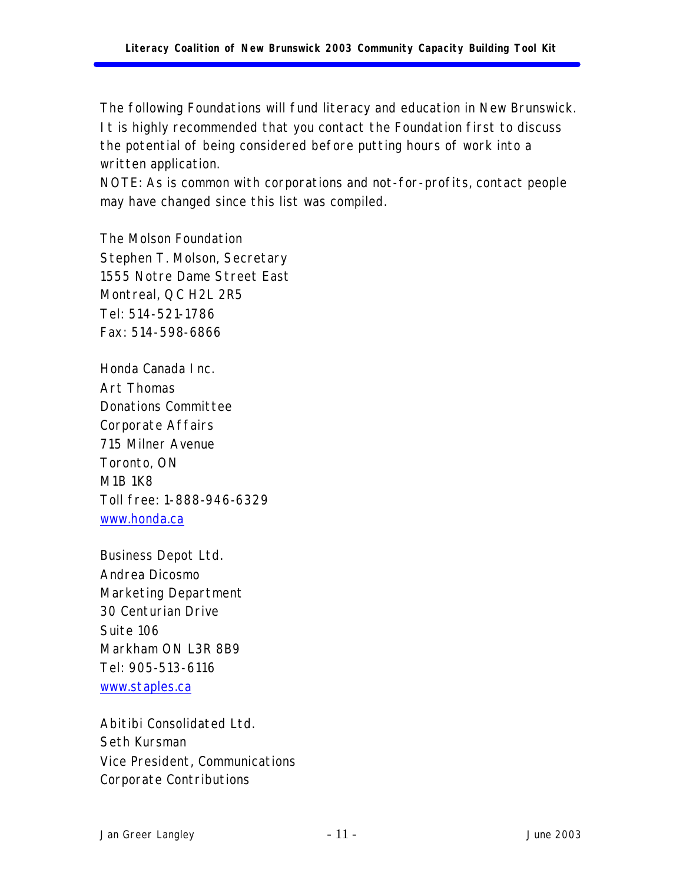The following Foundations will fund literacy and education in New Brunswick. It is highly recommended that you contact the Foundation first to discuss the potential of being considered before putting hours of work into a written application.

NOTE: As is common with corporations and not-for-profits, contact people may have changed since this list was compiled.

The Molson Foundation  
Stephen T. Molson, Secretary  
1555 Notre Dame Street East  
Montreal, QC H2L 2R5  
Tel: 514-521-1786  
Fax: 514-598-6866

Honda Canada Inc.  
Art Thomas  
Donations Committee  
Corporate Affairs  
715 Milner Avenue  
Toronto, ON  
M1B 1K8  
Toll free: 1-888-946-6329  
[www.honda.ca](http://www.honda.ca)

Business Depot Ltd.  
Andrea Dicosmo  
Marketing Department  
30 Centurian Drive  
Suite 106  
Markham ON L3R 8B9  
Tel: 905-513-6116  
[www.staples.ca](http://www.staples.ca)

Abitibi Consolidated Ltd.  
Seth Kursman  
Vice President, Communications  
Corporate Contributions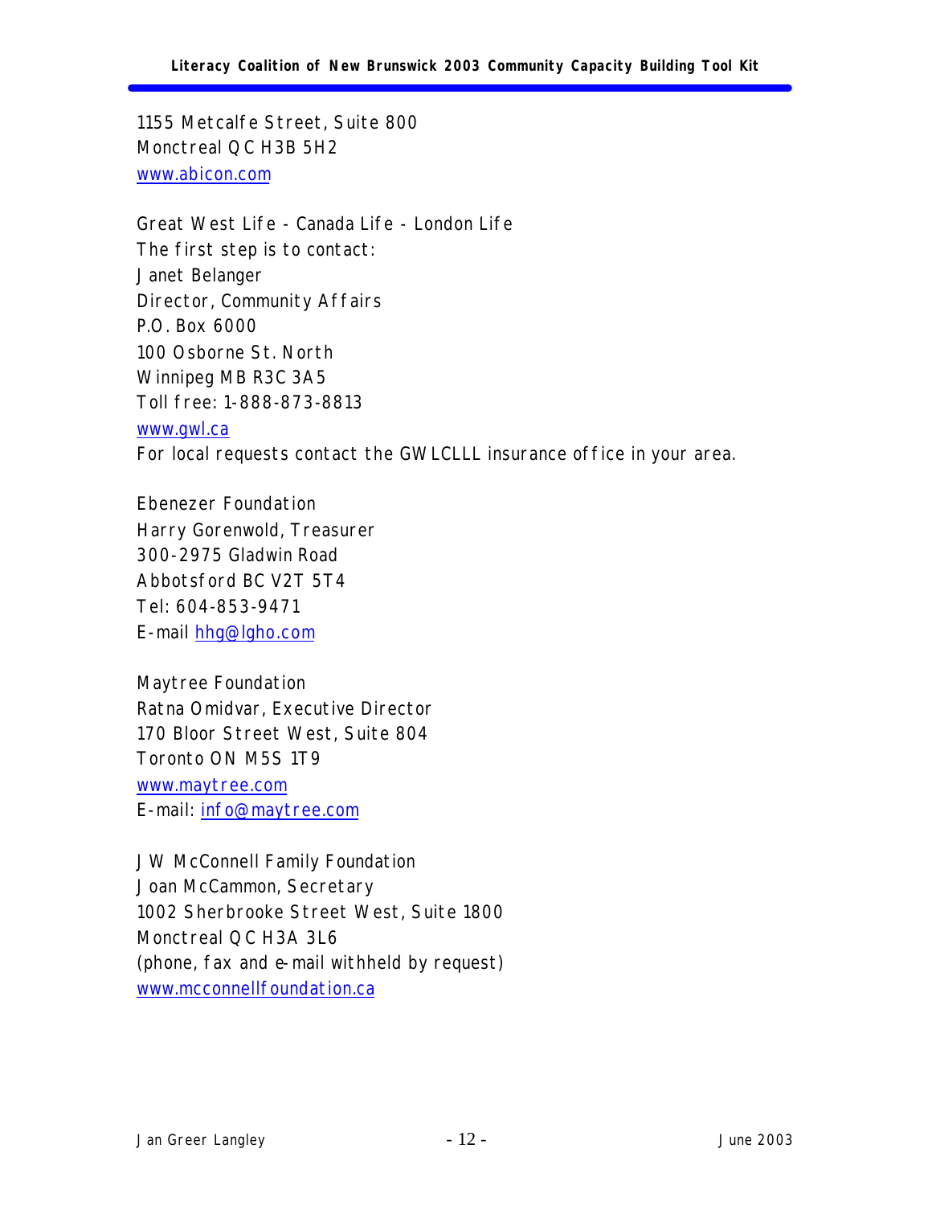1155 Metcalfe Street, Suite 800  
Monctreal QC H3B 5H2  
www.abicon.com

Great West Life - Canada Life - London Life  
The first step is to contact:  
Janet Belanger  
Director, Community Affairs  
P.O. Box 6000  
100 Osborne St. North  
Winnipeg MB R3C 3A5  
Toll free: 1-888-873-8813  
www.gwl.ca  
For local requests contact the GWLCLLL insurance office in your area.

Ebenezer Foundation  
Harry Gorenwold, Treasurer  
300-2975 Gladwin Road  
Abbotsford BC V2T 5T4  
Tel: 604-853-9471  
E-mail hhg@lgho.com

Maytree Foundation  
Ratna Omidvar, Executive Director  
170 Bloor Street West, Suite 804  
Toronto ON M5S 1T9  
www.maytree.com  
E-mail: info@maytree.com

JW McConnell Family Foundation  
Joan McCammon, Secretary  
1002 Sherbrooke Street West, Suite 1800  
Monctreal QC H3A 3L6  
(phone, fax and e-mail withheld by request)  
www.mcconnellfoundation.ca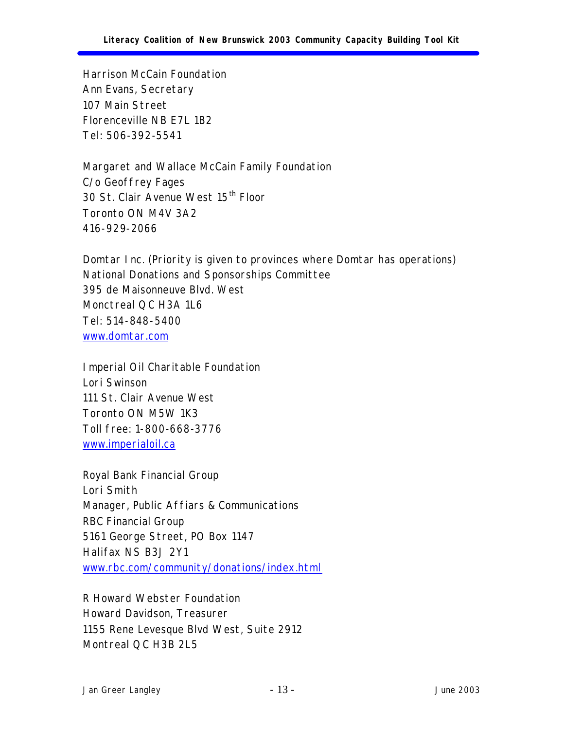Harrison McCain Foundation
Ann Evans, Secretary
107 Main Street
Florenceville NB E7L 1B2
Tel: 506-392-5541

Margaret and Wallace McCain Family Foundation
C/o Geoffrey Fages
30 St. Clair Avenue West 15th Floor
Toronto ON M4V 3A2
416-929-2066

Domtar Inc. (Priority is given to provinces where Domtar has operations)
National Donations and Sponsorships Committee
395 de Maisonneuve Blvd. West
Monctreal QC H3A 1L6
Tel: 514-848-5400
[www.domtar.com](http://www.domtar.com)

Imperial Oil Charitable Foundation
Lori Swinson
111 St. Clair Avenue West
Toronto ON M5W 1K3
Toll free: 1-800-668-3776
[www.imperialoil.ca](http://www.imperialoil.ca)

Royal Bank Financial Group
Lori Smith
Manager, Public Affiars & Communications
RBC Financial Group
5161 George Street, PO Box 1147
Halifax NS B3J 2Y1
[www.rbc.com/community/donations/index.html](http://www.rbc.com/community/donations/index.html)

R Howard Webster Foundation
Howard Davidson, Treasurer
1155 Rene Levesque Blvd West, Suite 2912
Montreal QC H3B 2L5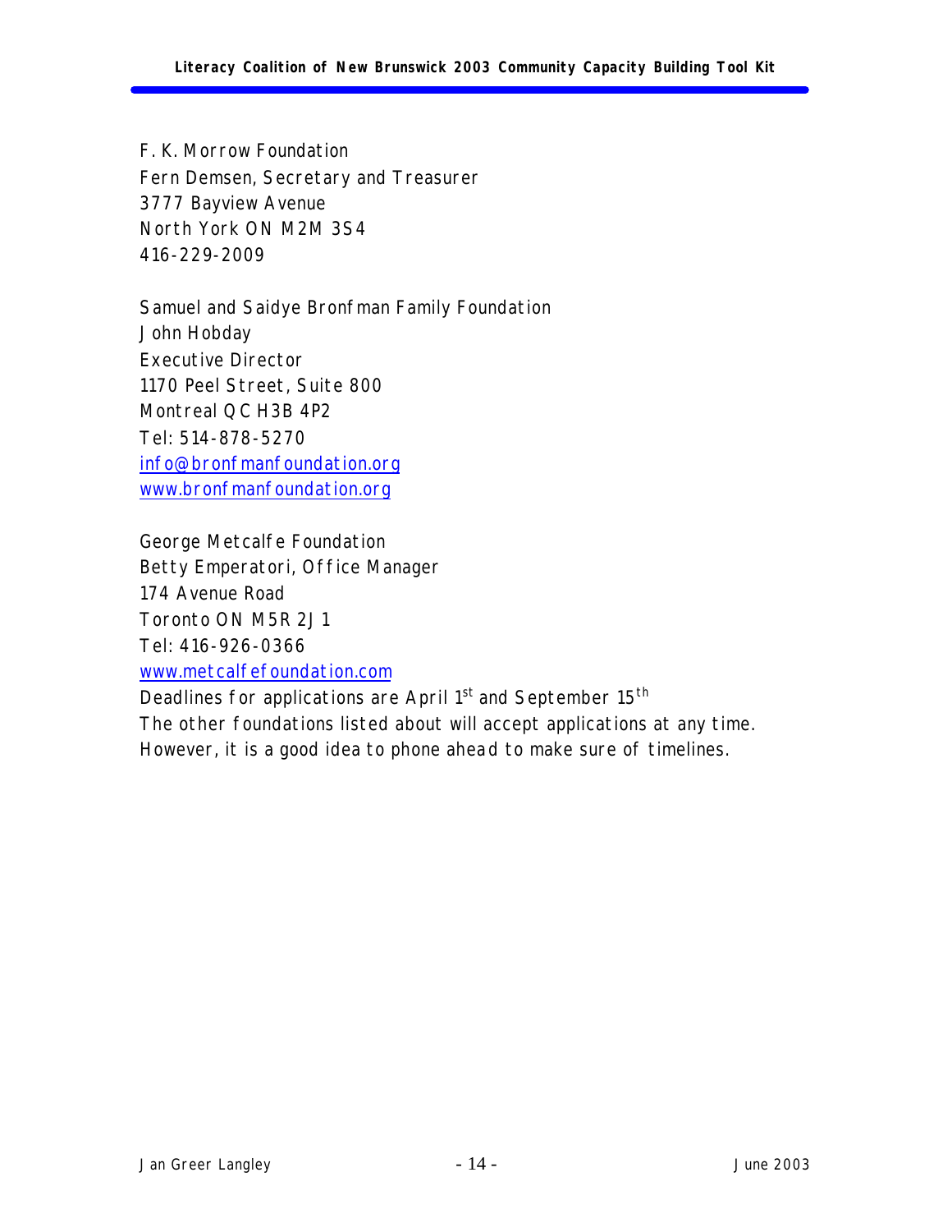F. K. Morrow Foundation
Fern Demsen, Secretary and Treasurer
3777 Bayview Avenue
North York ON M2M 3S4
416-229-2009

Samuel and Saidye Bronfman Family Foundation
John Hobday
Executive Director
1170 Peel Street, Suite 800
Montreal QC H3B 4P2
Tel: 514-878-5270
info@bronfmanfoundation.org
www.bronfmanfoundation.org

George Metcalfe Foundation
Betty Emperatori, Office Manager
174 Avenue Road
Toronto ON M5R 2J1
Tel: 416-926-0366
www.metcalfefoundation.com
Deadlines for applications are April 1st and September 15th
The other foundations listed about will accept applications at any time. However, it is a good idea to phone ahead to make sure of timelines.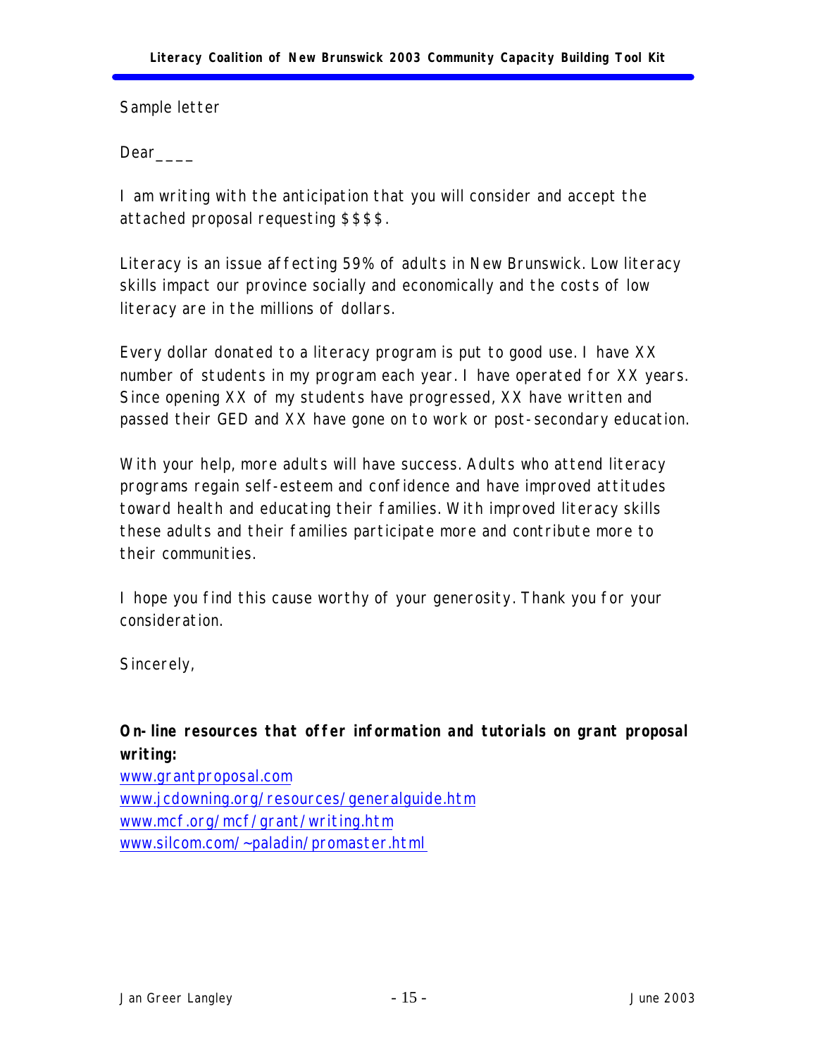Sample letter

Dear____

I am writing with the anticipation that you will consider and accept the attached proposal requesting $$$$.

Literacy is an issue affecting 59% of adults in New Brunswick. Low literacy skills impact our province socially and economically and the costs of low literacy are in the millions of dollars.

Every dollar donated to a literacy program is put to good use. I have XX number of students in my program each year. I have operated for XX years. Since opening XX of my students have progressed, XX have written and passed their GED and XX have gone on to work or post-secondary education.

With your help, more adults will have success. Adults who attend literacy programs regain self-esteem and confidence and have improved attitudes toward health and educating their families. With improved literacy skills these adults and their families participate more and contribute more to their communities.

I hope you find this cause worthy of your generosity. Thank you for your consideration.

Sincerely,

**On-line resources that offer information and tutorials on grant proposal writing:**

www.grantproposal.com
www.jcdowning.org/resources/generalguide.htm
www.mcf.org/mcf/grant/writing.htm
www.silcom.com/~paladin/promaster.html